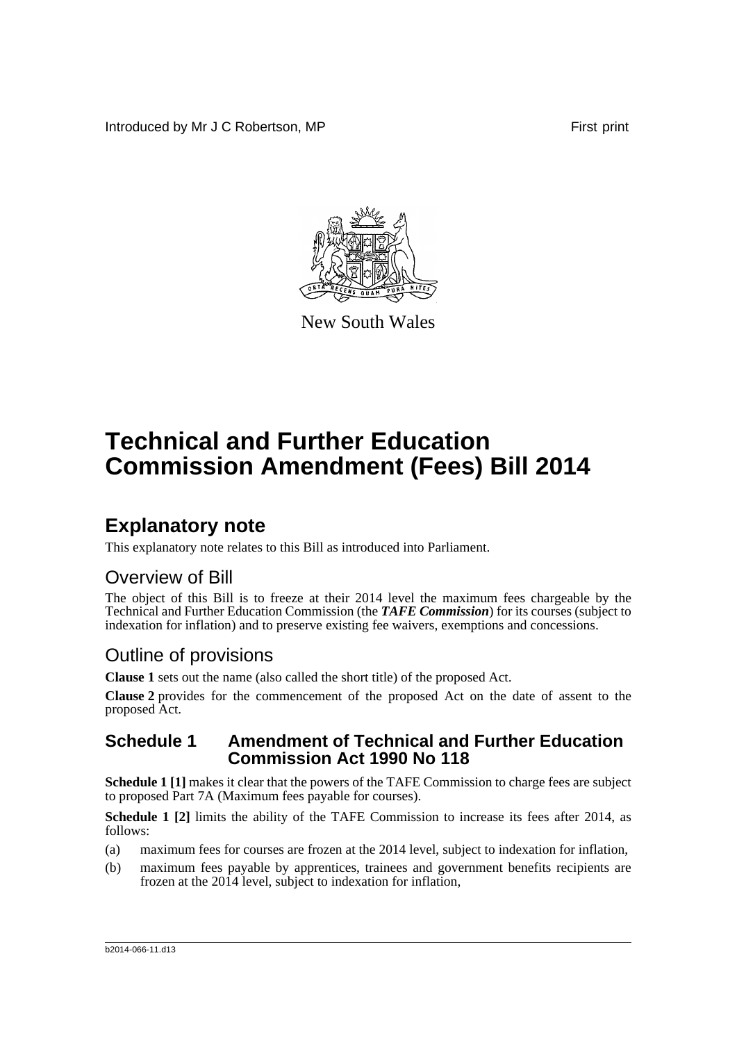Introduced by Mr J C Robertson, MP

First print

New South Wales

# Technical and Further Education Commission Amendment (Fees) Bill 2014

## Explanatory note

This explanatory note relates to this Bill as introduced into Parliament.

### Overview of Bill

The object of this Bill is to freeze at their 2014 level the maximum fees chargeable by the Technical and Further Education Commission (the ***TAFE Commission***) for its courses (subject to indexation for inflation) and to preserve existing fee waivers, exemptions and concessions.

### Outline of provisions

**Clause 1** sets out the name (also called the short title) of the proposed Act.

**Clause 2** provides for the commencement of the proposed Act on the date of assent to the proposed Act.

### Schedule 1 Amendment of Technical and Further Education Commission Act 1990 No 118

**Schedule 1 [1]** makes it clear that the powers of the TAFE Commission to charge fees are subject to proposed Part 7A (Maximum fees payable for courses).

**Schedule 1 [2]** limits the ability of the TAFE Commission to increase its fees after 2014, as follows:

(a) maximum fees for courses are frozen at the 2014 level, subject to indexation for inflation,

(b) maximum fees payable by apprentices, trainees and government benefits recipients are frozen at the 2014 level, subject to indexation for inflation,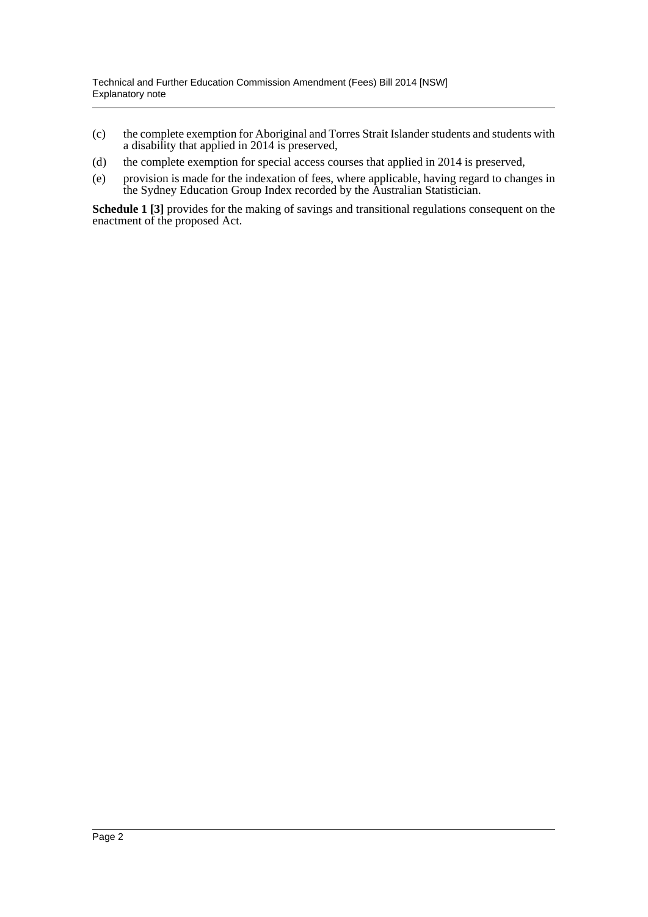(c) the complete exemption for Aboriginal and Torres Strait Islander students and students with a disability that applied in 2014 is preserved,

(d) the complete exemption for special access courses that applied in 2014 is preserved,

(e) provision is made for the indexation of fees, where applicable, having regard to changes in the Sydney Education Group Index recorded by the Australian Statistician.

**Schedule 1 [3]** provides for the making of savings and transitional regulations consequent on the enactment of the proposed Act.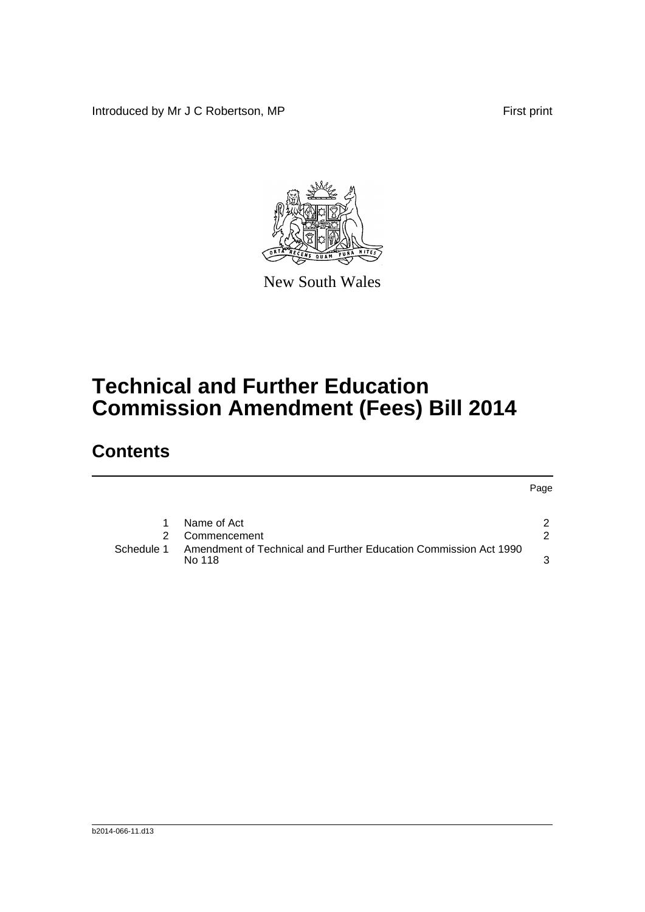Introduced by Mr J C Robertson, MP

First print

New South Wales

# Technical and Further Education Commission Amendment (Fees) Bill 2014

## Contents

| | | Page |
|---|---|---|
| 1 | Name of Act | 2 |
| 2 | Commencement | 2 |
| Schedule 1 | Amendment of Technical and Further Education Commission Act 1990 No 118 | 3 |

b2014-066-11.d13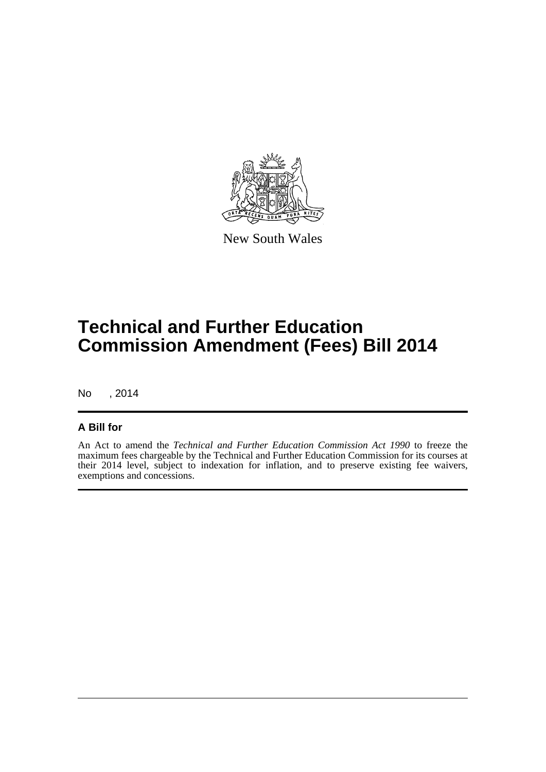New South Wales

# Technical and Further Education Commission Amendment (Fees) Bill 2014

No , 2014

## A Bill for

An Act to amend the *Technical and Further Education Commission Act 1990* to freeze the maximum fees chargeable by the Technical and Further Education Commission for its courses at their 2014 level, subject to indexation for inflation, and to preserve existing fee waivers, exemptions and concessions.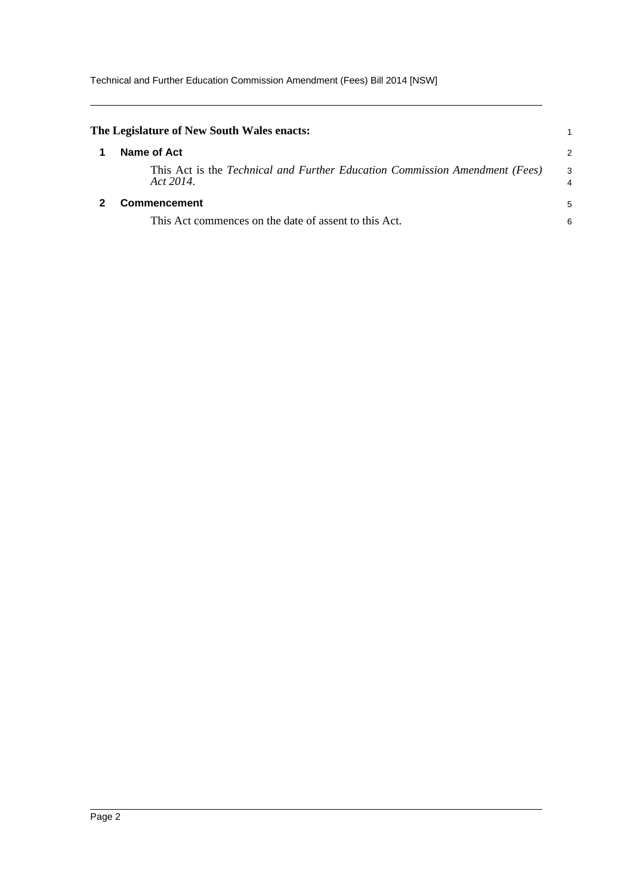**The Legislature of New South Wales enacts:**

## 1 Name of Act

This Act is the *Technical and Further Education Commission Amendment (Fees) Act 2014*.

## 2 Commencement

This Act commences on the date of assent to this Act.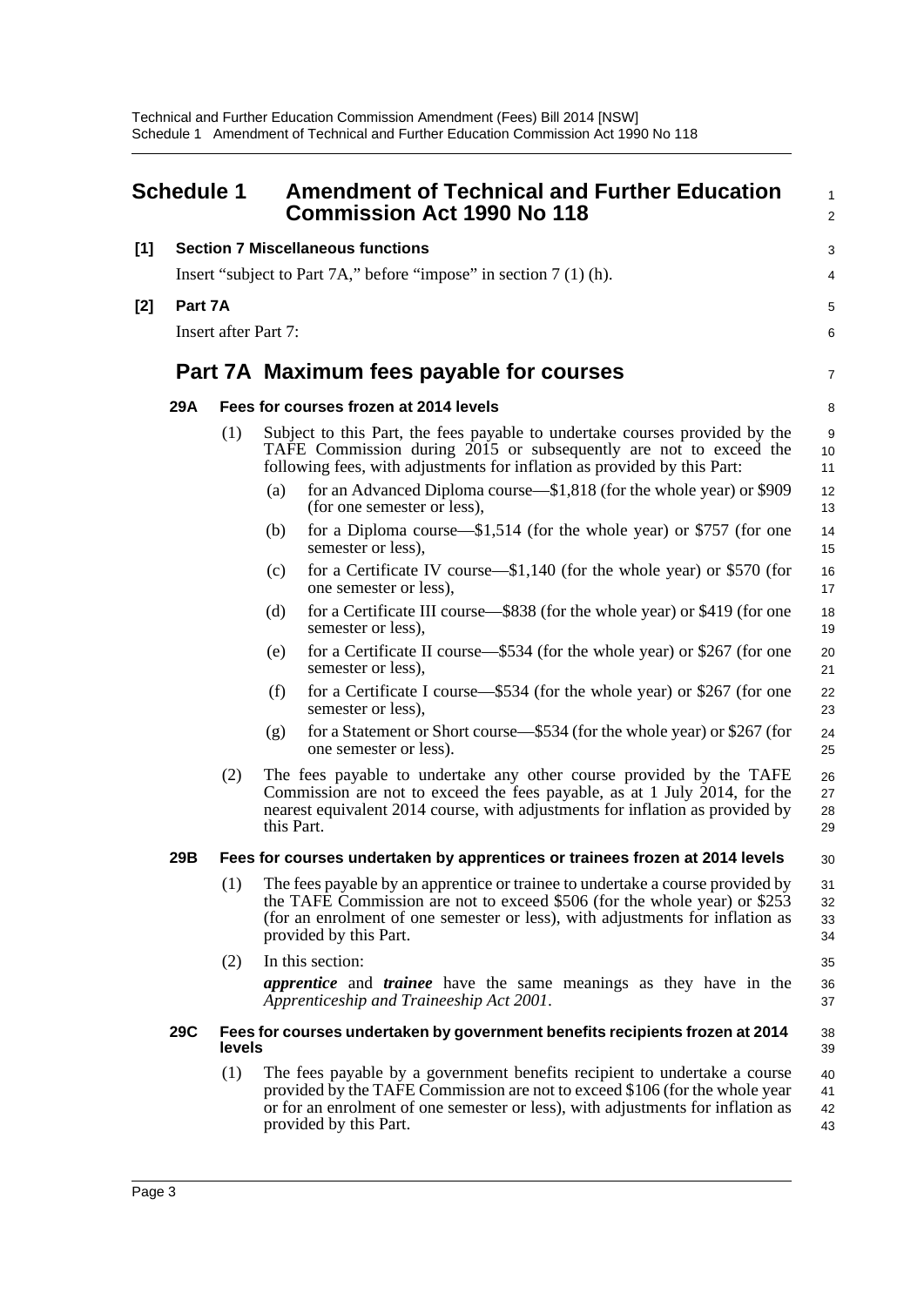# Schedule 1 Amendment of Technical and Further Education Commission Act 1990 No 118

**[1] Section 7 Miscellaneous functions**

Insert "subject to Part 7A," before "impose" in section 7 (1) (h).

**[2] Part 7A**

Insert after Part 7:

## Part 7A Maximum fees payable for courses

### 29A Fees for courses frozen at 2014 levels

(1) Subject to this Part, the fees payable to undertake courses provided by the TAFE Commission during 2015 or subsequently are not to exceed the following fees, with adjustments for inflation as provided by this Part:

- (a) for an Advanced Diploma course—$1,818 (for the whole year) or $909 (for one semester or less),
- (b) for a Diploma course—$1,514 (for the whole year) or $757 (for one semester or less),
- (c) for a Certificate IV course—$1,140 (for the whole year) or $570 (for one semester or less),
- (d) for a Certificate III course—$838 (for the whole year) or $419 (for one semester or less),
- (e) for a Certificate II course—$534 (for the whole year) or $267 (for one semester or less),
- (f) for a Certificate I course—$534 (for the whole year) or $267 (for one semester or less),
- (g) for a Statement or Short course—$534 (for the whole year) or $267 (for one semester or less).

(2) The fees payable to undertake any other course provided by the TAFE Commission are not to exceed the fees payable, as at 1 July 2014, for the nearest equivalent 2014 course, with adjustments for inflation as provided by this Part.

### 29B Fees for courses undertaken by apprentices or trainees frozen at 2014 levels

(1) The fees payable by an apprentice or trainee to undertake a course provided by the TAFE Commission are not to exceed $506 (for the whole year) or $253 (for an enrolment of one semester or less), with adjustments for inflation as provided by this Part.

(2) In this section:

***apprentice*** and ***trainee*** have the same meanings as they have in the *Apprenticeship and Traineeship Act 2001*.

### 29C Fees for courses undertaken by government benefits recipients frozen at 2014 levels

(1) The fees payable by a government benefits recipient to undertake a course provided by the TAFE Commission are not to exceed $106 (for the whole year or for an enrolment of one semester or less), with adjustments for inflation as provided by this Part.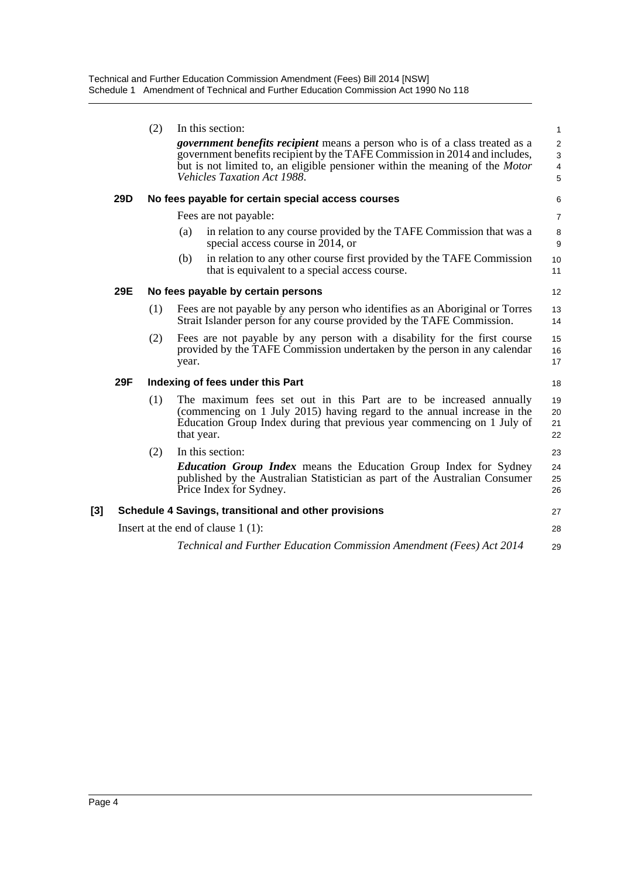(2) In this section:

***government benefits recipient*** means a person who is of a class treated as a government benefits recipient by the TAFE Commission in 2014 and includes, but is not limited to, an eligible pensioner within the meaning of the *Motor Vehicles Taxation Act 1988*.

### 29D No fees payable for certain special access courses

Fees are not payable:

(a) in relation to any course provided by the TAFE Commission that was a special access course in 2014, or

(b) in relation to any other course first provided by the TAFE Commission that is equivalent to a special access course.

### 29E No fees payable by certain persons

(1) Fees are not payable by any person who identifies as an Aboriginal or Torres Strait Islander person for any course provided by the TAFE Commission.

(2) Fees are not payable by any person with a disability for the first course provided by the TAFE Commission undertaken by the person in any calendar year.

### 29F Indexing of fees under this Part

(1) The maximum fees set out in this Part are to be increased annually (commencing on 1 July 2015) having regard to the annual increase in the Education Group Index during that previous year commencing on 1 July of that year.

(2) In this section:

***Education Group Index*** means the Education Group Index for Sydney published by the Australian Statistician as part of the Australian Consumer Price Index for Sydney.

## [3] Schedule 4 Savings, transitional and other provisions

Insert at the end of clause 1 (1):

*Technical and Further Education Commission Amendment (Fees) Act 2014*